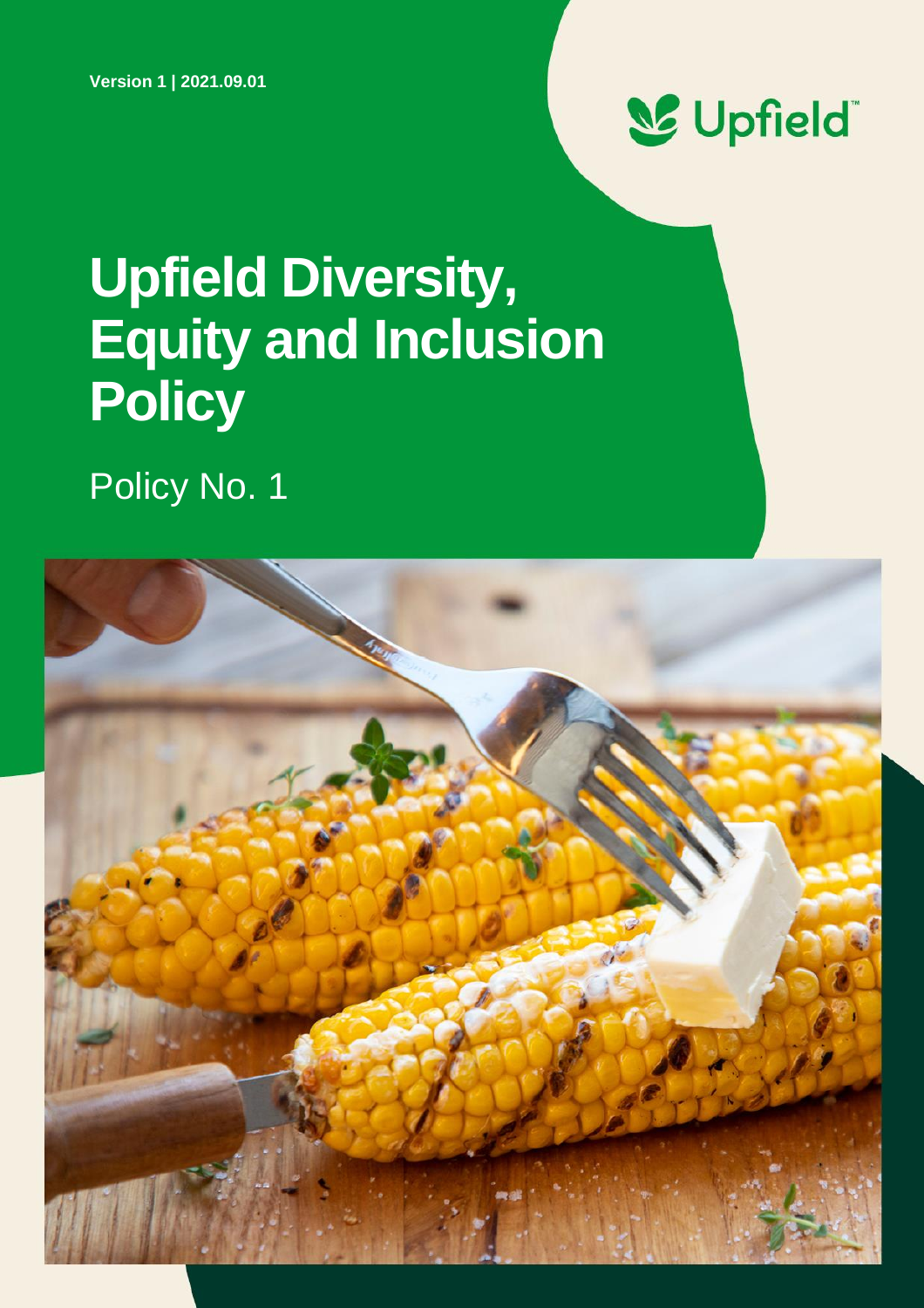Version 1 | 2021.09.01

Upfield

# Upfield Diversity, Equity and Inclusion Policy

Policy No. 1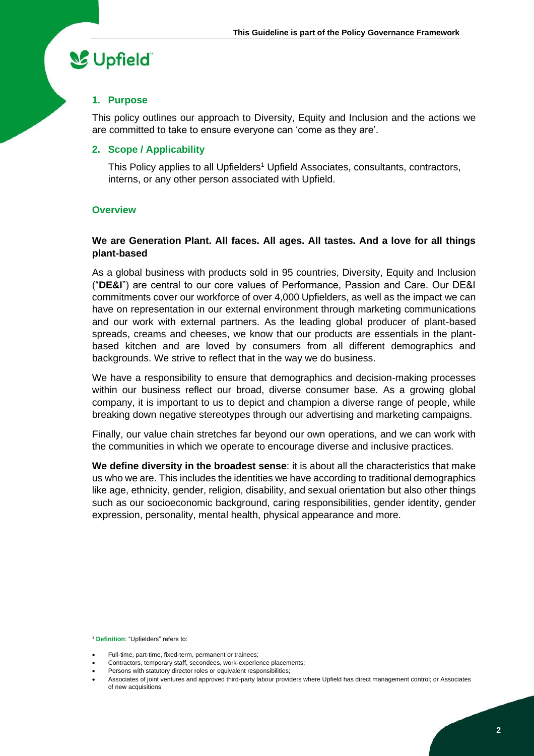## 1. Purpose

This policy outlines our approach to Diversity, Equity and Inclusion and the actions we are committed to take to ensure everyone can 'come as they are'.

## 2. Scope / Applicability

This Policy applies to all Upfielders[1] Upfield Associates, consultants, contractors, interns, or any other person associated with Upfield.

## Overview

### We are Generation Plant. All faces. All ages. All tastes. And a love for all things plant-based

As a global business with products sold in 95 countries, Diversity, Equity and Inclusion ("**DE&I**") are central to our core values of Performance, Passion and Care. Our DE&I commitments cover our workforce of over 4,000 Upfielders, as well as the impact we can have on representation in our external environment through marketing communications and our work with external partners. As the leading global producer of plant-based spreads, creams and cheeses, we know that our products are essentials in the plant-based kitchen and are loved by consumers from all different demographics and backgrounds. We strive to reflect that in the way we do business.

We have a responsibility to ensure that demographics and decision-making processes within our business reflect our broad, diverse consumer base. As a growing global company, it is important to us to depict and champion a diverse range of people, while breaking down negative stereotypes through our advertising and marketing campaigns.

Finally, our value chain stretches far beyond our own operations, and we can work with the communities in which we operate to encourage diverse and inclusive practices.

**We define diversity in the broadest sense**: it is about all the characteristics that make us who we are. This includes the identities we have according to traditional demographics like age, ethnicity, gender, religion, disability, and sexual orientation but also other things such as our socioeconomic background, caring responsibilities, gender identity, gender expression, personality, mental health, physical appearance and more.

---

[1] **Definition**: "Upfielders" refers to:

- Full-time, part-time, fixed-term, permanent or trainees;
- Contractors, temporary staff, secondees, work-experience placements;
- Persons with statutory director roles or equivalent responsibilities;
- Associates of joint ventures and approved third-party labour providers where Upfield has direct management control; or Associates of new acquisitions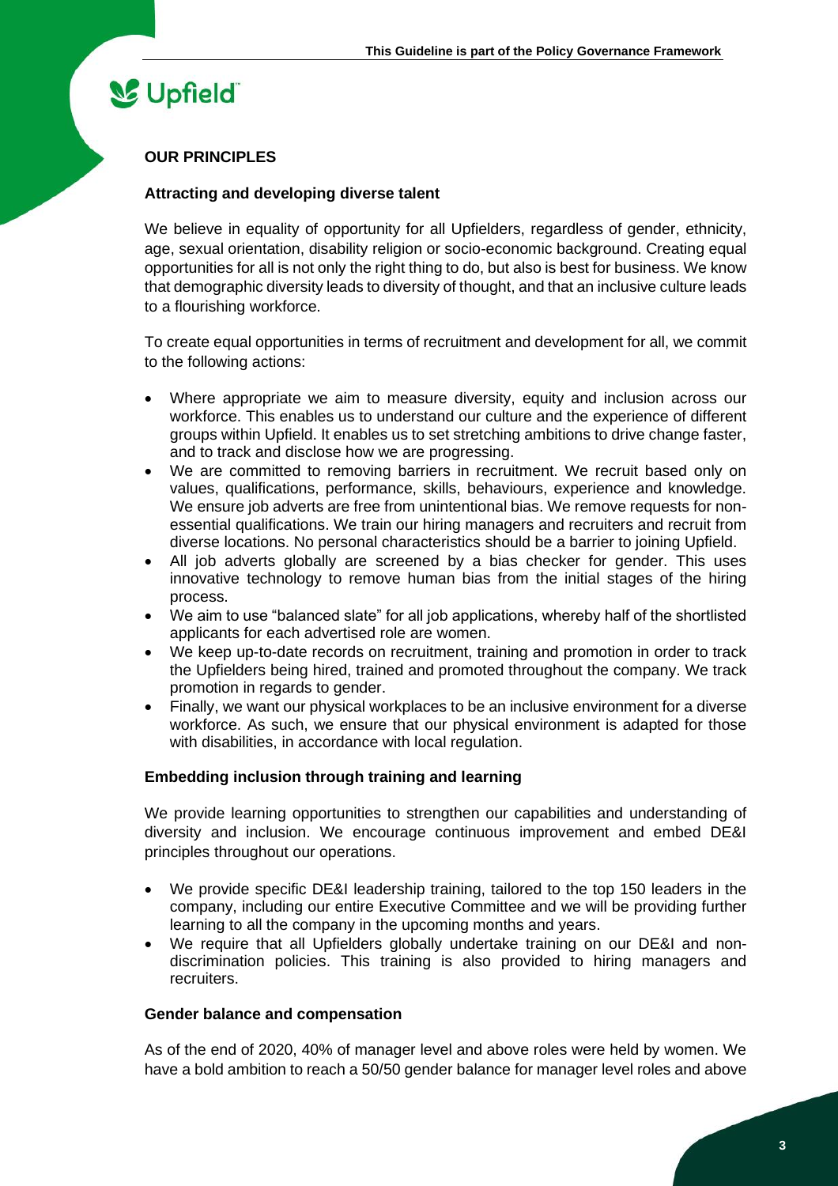## OUR PRINCIPLES

### Attracting and developing diverse talent

We believe in equality of opportunity for all Upfielders, regardless of gender, ethnicity, age, sexual orientation, disability religion or socio-economic background. Creating equal opportunities for all is not only the right thing to do, but also is best for business. We know that demographic diversity leads to diversity of thought, and that an inclusive culture leads to a flourishing workforce.

To create equal opportunities in terms of recruitment and development for all, we commit to the following actions:

- Where appropriate we aim to measure diversity, equity and inclusion across our workforce. This enables us to understand our culture and the experience of different groups within Upfield. It enables us to set stretching ambitions to drive change faster, and to track and disclose how we are progressing.
- We are committed to removing barriers in recruitment. We recruit based only on values, qualifications, performance, skills, behaviours, experience and knowledge. We ensure job adverts are free from unintentional bias. We remove requests for non-essential qualifications. We train our hiring managers and recruiters and recruit from diverse locations. No personal characteristics should be a barrier to joining Upfield.
- All job adverts globally are screened by a bias checker for gender. This uses innovative technology to remove human bias from the initial stages of the hiring process.
- We aim to use "balanced slate" for all job applications, whereby half of the shortlisted applicants for each advertised role are women.
- We keep up-to-date records on recruitment, training and promotion in order to track the Upfielders being hired, trained and promoted throughout the company. We track promotion in regards to gender.
- Finally, we want our physical workplaces to be an inclusive environment for a diverse workforce. As such, we ensure that our physical environment is adapted for those with disabilities, in accordance with local regulation.

### Embedding inclusion through training and learning

We provide learning opportunities to strengthen our capabilities and understanding of diversity and inclusion. We encourage continuous improvement and embed DE&I principles throughout our operations.

- We provide specific DE&I leadership training, tailored to the top 150 leaders in the company, including our entire Executive Committee and we will be providing further learning to all the company in the upcoming months and years.
- We require that all Upfielders globally undertake training on our DE&I and non-discrimination policies. This training is also provided to hiring managers and recruiters.

### Gender balance and compensation

As of the end of 2020, 40% of manager level and above roles were held by women. We have a bold ambition to reach a 50/50 gender balance for manager level roles and above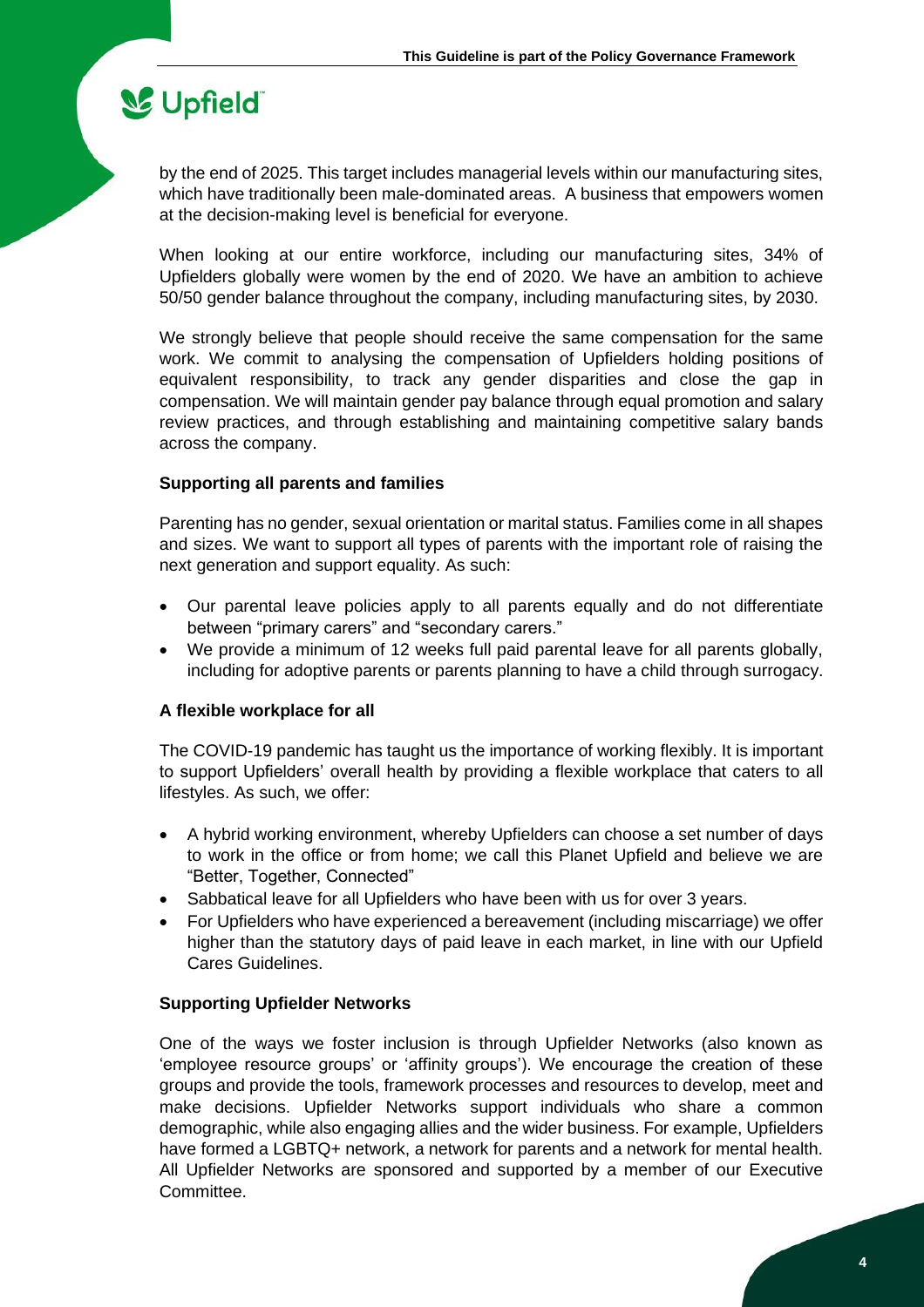by the end of 2025. This target includes managerial levels within our manufacturing sites, which have traditionally been male-dominated areas. A business that empowers women at the decision-making level is beneficial for everyone.

When looking at our entire workforce, including our manufacturing sites, 34% of Upfielders globally were women by the end of 2020. We have an ambition to achieve 50/50 gender balance throughout the company, including manufacturing sites, by 2030.

We strongly believe that people should receive the same compensation for the same work. We commit to analysing the compensation of Upfielders holding positions of equivalent responsibility, to track any gender disparities and close the gap in compensation. We will maintain gender pay balance through equal promotion and salary review practices, and through establishing and maintaining competitive salary bands across the company.

**Supporting all parents and families**

Parenting has no gender, sexual orientation or marital status. Families come in all shapes and sizes. We want to support all types of parents with the important role of raising the next generation and support equality. As such:

- Our parental leave policies apply to all parents equally and do not differentiate between "primary carers" and "secondary carers."
- We provide a minimum of 12 weeks full paid parental leave for all parents globally, including for adoptive parents or parents planning to have a child through surrogacy.

**A flexible workplace for all**

The COVID-19 pandemic has taught us the importance of working flexibly. It is important to support Upfielders' overall health by providing a flexible workplace that caters to all lifestyles. As such, we offer:

- A hybrid working environment, whereby Upfielders can choose a set number of days to work in the office or from home; we call this Planet Upfield and believe we are "Better, Together, Connected"
- Sabbatical leave for all Upfielders who have been with us for over 3 years.
- For Upfielders who have experienced a bereavement (including miscarriage) we offer higher than the statutory days of paid leave in each market, in line with our Upfield Cares Guidelines.

**Supporting Upfielder Networks**

One of the ways we foster inclusion is through Upfielder Networks (also known as 'employee resource groups' or 'affinity groups'). We encourage the creation of these groups and provide the tools, framework processes and resources to develop, meet and make decisions. Upfielder Networks support individuals who share a common demographic, while also engaging allies and the wider business. For example, Upfielders have formed a LGBTQ+ network, a network for parents and a network for mental health. All Upfielder Networks are sponsored and supported by a member of our Executive Committee.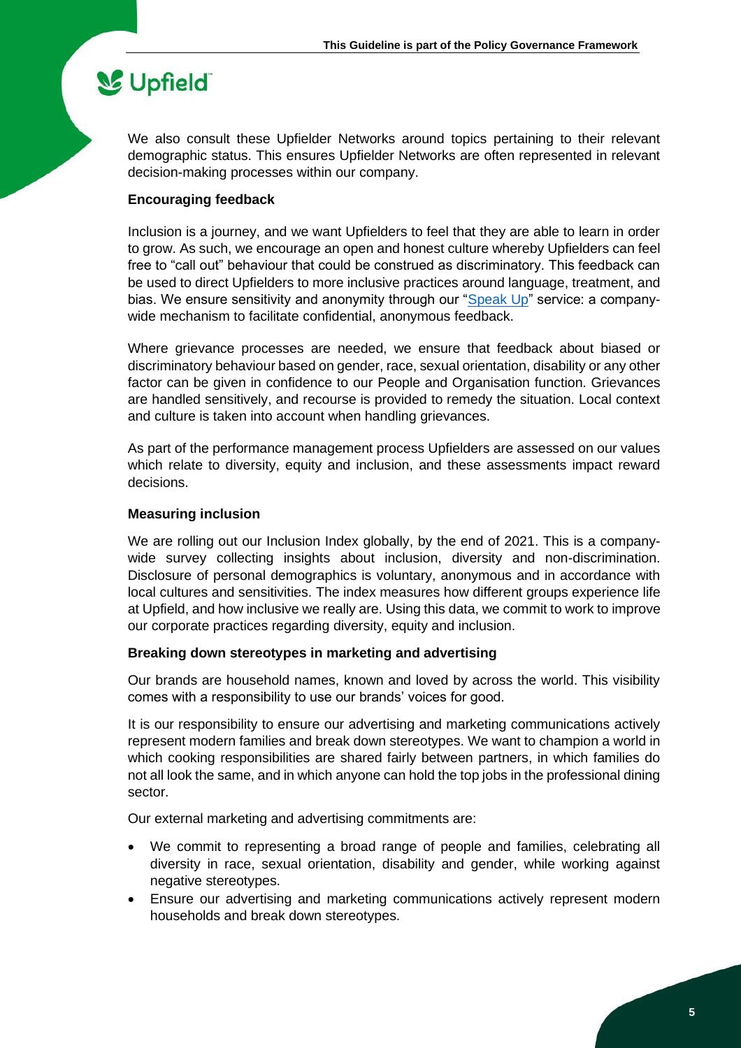We also consult these Upfielder Networks around topics pertaining to their relevant demographic status. This ensures Upfielder Networks are often represented in relevant decision-making processes within our company.

**Encouraging feedback**

Inclusion is a journey, and we want Upfielders to feel that they are able to learn in order to grow. As such, we encourage an open and honest culture whereby Upfielders can feel free to "call out" behaviour that could be construed as discriminatory. This feedback can be used to direct Upfielders to more inclusive practices around language, treatment, and bias. We ensure sensitivity and anonymity through our "Speak Up" service: a company-wide mechanism to facilitate confidential, anonymous feedback.

Where grievance processes are needed, we ensure that feedback about biased or discriminatory behaviour based on gender, race, sexual orientation, disability or any other factor can be given in confidence to our People and Organisation function. Grievances are handled sensitively, and recourse is provided to remedy the situation. Local context and culture is taken into account when handling grievances.

As part of the performance management process Upfielders are assessed on our values which relate to diversity, equity and inclusion, and these assessments impact reward decisions.

**Measuring inclusion**

We are rolling out our Inclusion Index globally, by the end of 2021. This is a company-wide survey collecting insights about inclusion, diversity and non-discrimination. Disclosure of personal demographics is voluntary, anonymous and in accordance with local cultures and sensitivities. The index measures how different groups experience life at Upfield, and how inclusive we really are. Using this data, we commit to work to improve our corporate practices regarding diversity, equity and inclusion.

**Breaking down stereotypes in marketing and advertising**

Our brands are household names, known and loved by across the world. This visibility comes with a responsibility to use our brands' voices for good.

It is our responsibility to ensure our advertising and marketing communications actively represent modern families and break down stereotypes. We want to champion a world in which cooking responsibilities are shared fairly between partners, in which families do not all look the same, and in which anyone can hold the top jobs in the professional dining sector.

Our external marketing and advertising commitments are:

- We commit to representing a broad range of people and families, celebrating all diversity in race, sexual orientation, disability and gender, while working against negative stereotypes.
- Ensure our advertising and marketing communications actively represent modern households and break down stereotypes.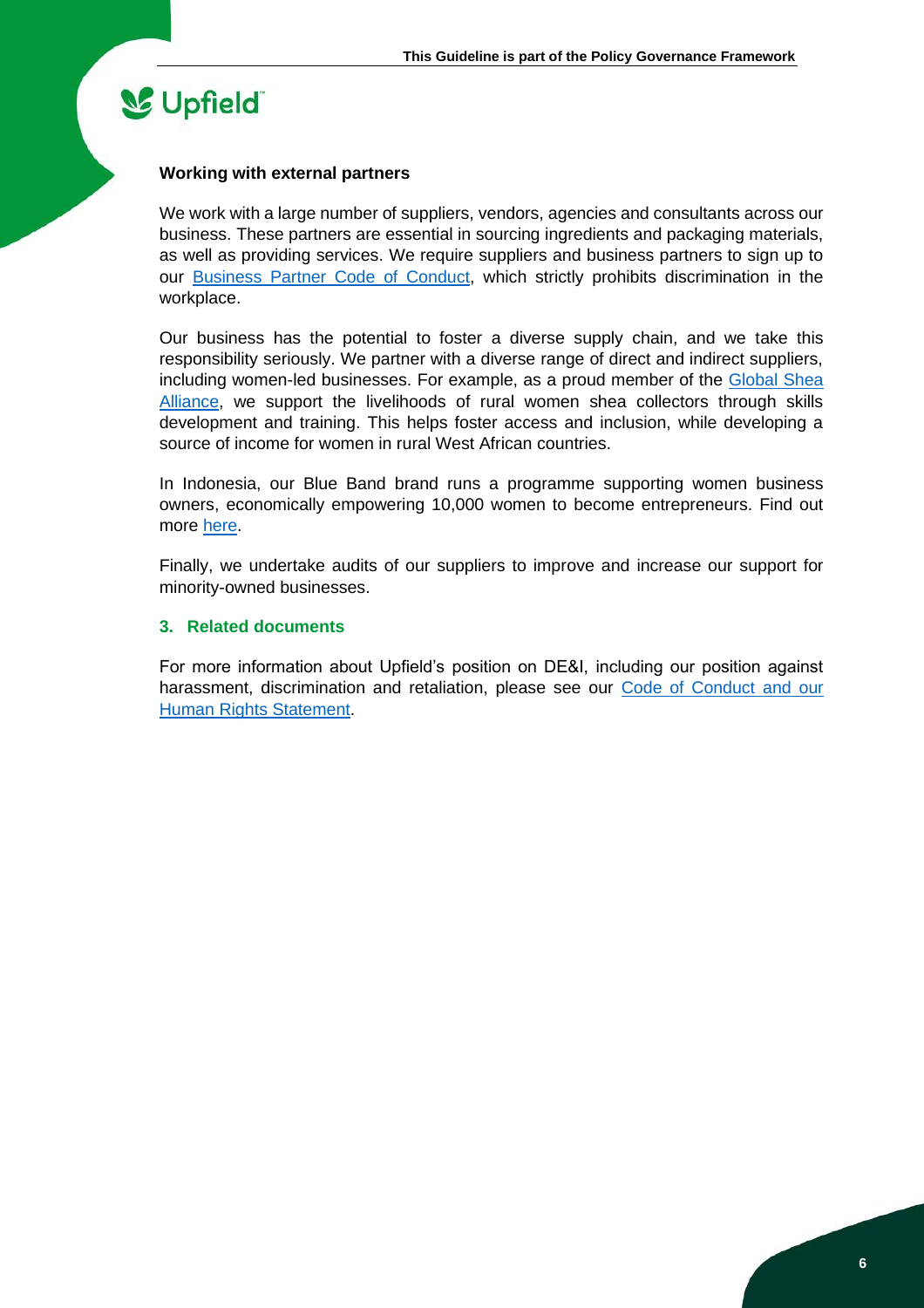### Working with external partners

We work with a large number of suppliers, vendors, agencies and consultants across our business. These partners are essential in sourcing ingredients and packaging materials, as well as providing services. We require suppliers and business partners to sign up to our Business Partner Code of Conduct, which strictly prohibits discrimination in the workplace.

Our business has the potential to foster a diverse supply chain, and we take this responsibility seriously. We partner with a diverse range of direct and indirect suppliers, including women-led businesses. For example, as a proud member of the Global Shea Alliance, we support the livelihoods of rural women shea collectors through skills development and training. This helps foster access and inclusion, while developing a source of income for women in rural West African countries.

In Indonesia, our Blue Band brand runs a programme supporting women business owners, economically empowering 10,000 women to become entrepreneurs. Find out more here.

Finally, we undertake audits of our suppliers to improve and increase our support for minority-owned businesses.

## 3. Related documents

For more information about Upfield's position on DE&I, including our position against harassment, discrimination and retaliation, please see our Code of Conduct and our Human Rights Statement.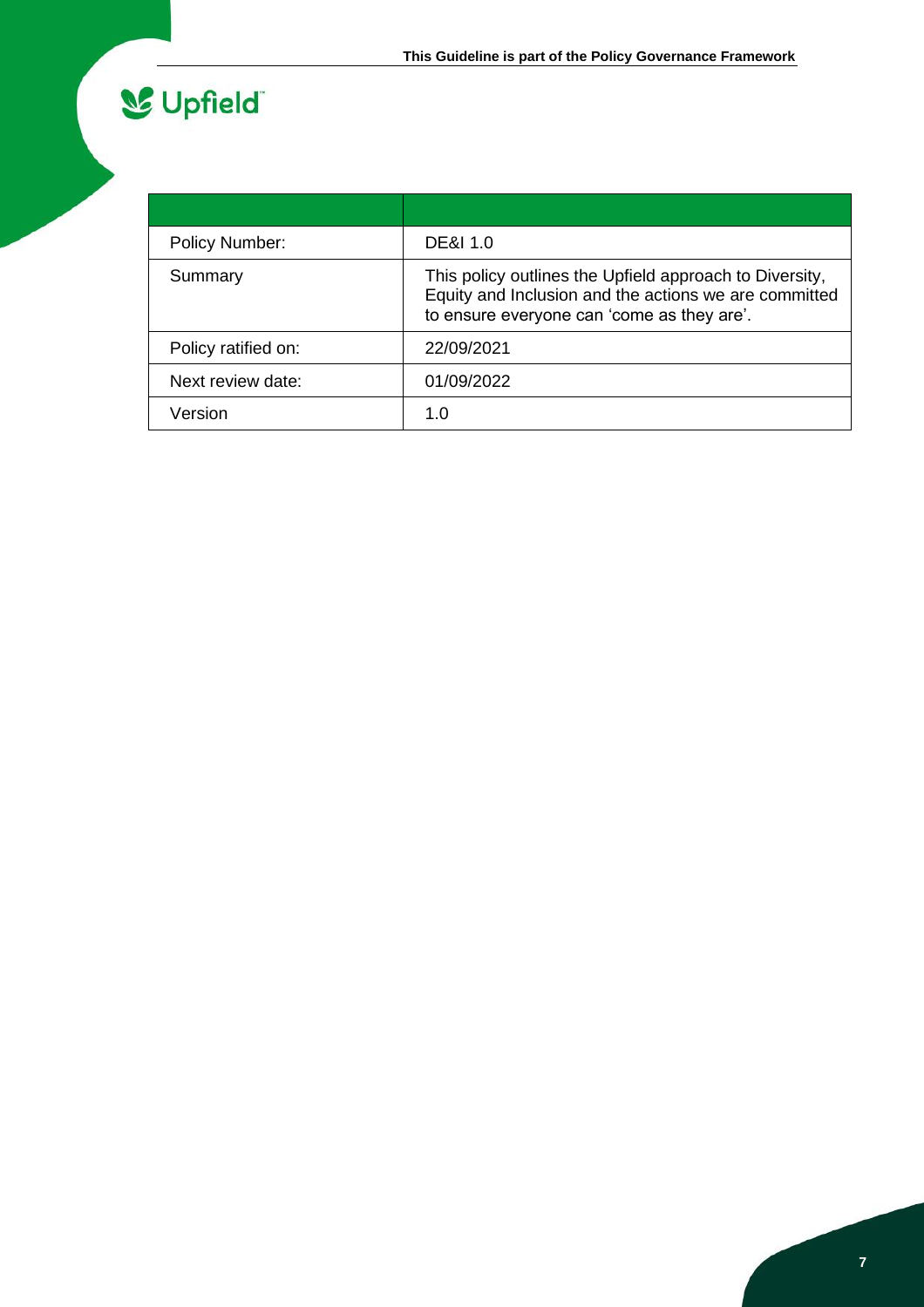| | |
|---|---|
| Policy Number: | DE&I 1.0 |
| Summary | This policy outlines the Upfield approach to Diversity, Equity and Inclusion and the actions we are committed to ensure everyone can 'come as they are'. |
| Policy ratified on: | 22/09/2021 |
| Next review date: | 01/09/2022 |
| Version | 1.0 |